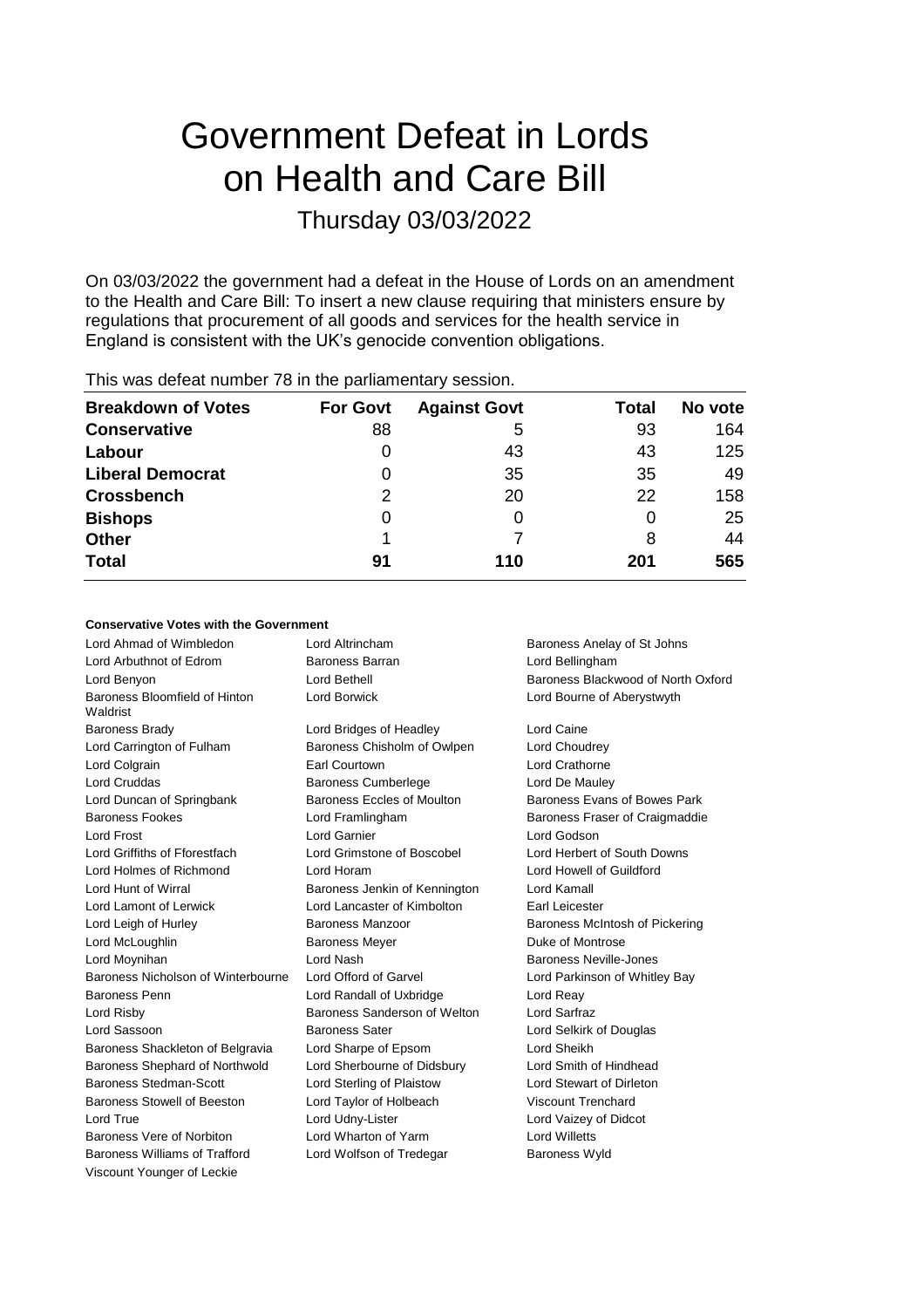# Government Defeat in Lords on Health and Care Bill

Thursday 03/03/2022

On 03/03/2022 the government had a defeat in the House of Lords on an amendment to the Health and Care Bill: To insert a new clause requiring that ministers ensure by regulations that procurement of all goods and services for the health service in England is consistent with the UK's genocide convention obligations.

This was defeat number 78 in the parliamentary session.

| Breakdown of Votes | For Govt | Against Govt | Total | No vote |
|---|---|---|---|---|
| Conservative | 88 | 5 | 93 | 164 |
| Labour | 0 | 43 | 43 | 125 |
| Liberal Democrat | 0 | 35 | 35 | 49 |
| Crossbench | 2 | 20 | 22 | 158 |
| Bishops | 0 | 0 | 0 | 25 |
| Other | 1 | 7 | 8 | 44 |
| **Total** | **91** | **110** | **201** | **565** |

### Conservative Votes with the Government

| | | |
|---|---|---|
| Lord Ahmad of Wimbledon | Lord Altrincham | Baroness Anelay of St Johns |
| Lord Arbuthnot of Edrom | Baroness Barran | Lord Bellingham |
| Lord Benyon | Lord Bethell | Baroness Blackwood of North Oxford |
| Baroness Bloomfield of Hinton Waldrist | Lord Borwick | Lord Bourne of Aberystwyth |
| Baroness Brady | Lord Bridges of Headley | Lord Caine |
| Lord Carrington of Fulham | Baroness Chisholm of Owlpen | Lord Choudrey |
| Lord Colgrain | Earl Courtown | Lord Crathorne |
| Lord Cruddas | Baroness Cumberlege | Lord De Mauley |
| Lord Duncan of Springbank | Baroness Eccles of Moulton | Baroness Evans of Bowes Park |
| Baroness Fookes | Lord Framlingham | Baroness Fraser of Craigmaddie |
| Lord Frost | Lord Garnier | Lord Godson |
| Lord Griffiths of Fforestfach | Lord Grimstone of Boscobel | Lord Herbert of South Downs |
| Lord Holmes of Richmond | Lord Horam | Lord Howell of Guildford |
| Lord Hunt of Wirral | Baroness Jenkin of Kennington | Lord Kamall |
| Lord Lamont of Lerwick | Lord Lancaster of Kimbolton | Earl Leicester |
| Lord Leigh of Hurley | Baroness Manzoor | Baroness McIntosh of Pickering |
| Lord McLoughlin | Baroness Meyer | Duke of Montrose |
| Lord Moynihan | Lord Nash | Baroness Neville-Jones |
| Baroness Nicholson of Winterbourne | Lord Offord of Garvel | Lord Parkinson of Whitley Bay |
| Baroness Penn | Lord Randall of Uxbridge | Lord Reay |
| Lord Risby | Baroness Sanderson of Welton | Lord Sarfraz |
| Lord Sassoon | Baroness Sater | Lord Selkirk of Douglas |
| Baroness Shackleton of Belgravia | Lord Sharpe of Epsom | Lord Sheikh |
| Baroness Shephard of Northwold | Lord Sherbourne of Didsbury | Lord Smith of Hindhead |
| Baroness Stedman-Scott | Lord Sterling of Plaistow | Lord Stewart of Dirleton |
| Baroness Stowell of Beeston | Lord Taylor of Holbeach | Viscount Trenchard |
| Lord True | Lord Udny-Lister | Lord Vaizey of Didcot |
| Baroness Vere of Norbiton | Lord Wharton of Yarm | Lord Willetts |
| Baroness Williams of Trafford | Lord Wolfson of Tredegar | Baroness Wyld |
| Viscount Younger of Leckie | | |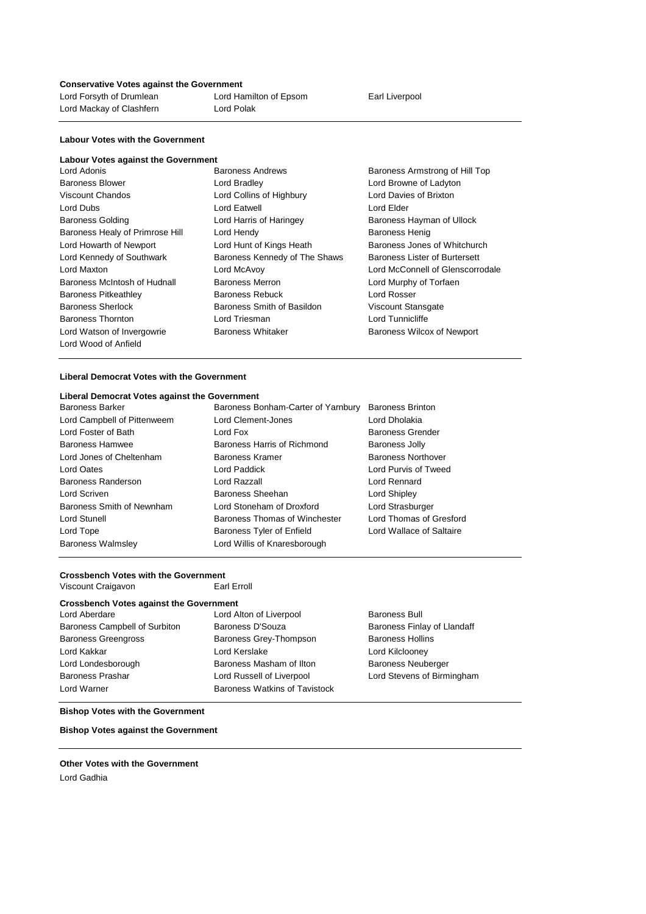**Conservative Votes against the Government**

Lord Forsyth of Drumlean, Lord Hamilton of Epsom, Earl Liverpool, Lord Mackay of Clashfern, Lord Polak

**Labour Votes with the Government**

**Labour Votes against the Government**

Lord Adonis, Baroness Andrews, Baroness Armstrong of Hill Top, Baroness Blower, Lord Bradley, Lord Browne of Ladyton, Viscount Chandos, Lord Collins of Highbury, Lord Davies of Brixton, Lord Dubs, Lord Eatwell, Lord Elder, Baroness Golding, Lord Harris of Haringey, Baroness Hayman of Ullock, Baroness Healy of Primrose Hill, Lord Hendy, Baroness Henig, Lord Howarth of Newport, Lord Hunt of Kings Heath, Baroness Jones of Whitchurch, Lord Kennedy of Southwark, Baroness Kennedy of The Shaws, Baroness Lister of Burtersett, Lord Maxton, Lord McAvoy, Lord McConnell of Glenscorrodale, Baroness McIntosh of Hudnall, Baroness Merron, Lord Murphy of Torfaen, Baroness Pitkeathley, Baroness Rebuck, Lord Rosser, Baroness Sherlock, Baroness Smith of Basildon, Viscount Stansgate, Baroness Thornton, Lord Triesman, Lord Tunnicliffe, Lord Watson of Invergowrie, Baroness Whitaker, Baroness Wilcox of Newport, Lord Wood of Anfield

**Liberal Democrat Votes with the Government**

**Liberal Democrat Votes against the Government**

Baroness Barker, Baroness Bonham-Carter of Yarnbury, Baroness Brinton, Lord Campbell of Pittenweem, Lord Clement-Jones, Lord Dholakia, Lord Foster of Bath, Lord Fox, Baroness Grender, Baroness Hamwee, Baroness Harris of Richmond, Baroness Jolly, Lord Jones of Cheltenham, Baroness Kramer, Baroness Northover, Lord Oates, Lord Paddick, Lord Purvis of Tweed, Baroness Randerson, Lord Razzall, Lord Rennard, Lord Scriven, Baroness Sheehan, Lord Shipley, Baroness Smith of Newnham, Lord Stoneham of Droxford, Lord Strasburger, Lord Stunell, Baroness Thomas of Winchester, Lord Thomas of Gresford, Lord Tope, Baroness Tyler of Enfield, Lord Wallace of Saltaire, Baroness Walmsley, Lord Willis of Knaresborough

**Crossbench Votes with the Government**

Viscount Craigavon, Earl Erroll

**Crossbench Votes against the Government**

Lord Aberdare, Lord Alton of Liverpool, Baroness Bull, Baroness Campbell of Surbiton, Baroness D'Souza, Baroness Finlay of Llandaff, Baroness Greengross, Baroness Grey-Thompson, Baroness Hollins, Lord Kakkar, Lord Kerslake, Lord Kilclooney, Lord Londesborough, Baroness Masham of Ilton, Baroness Neuberger, Baroness Prashar, Lord Russell of Liverpool, Lord Stevens of Birmingham, Lord Warner, Baroness Watkins of Tavistock

**Bishop Votes with the Government**

**Bishop Votes against the Government**

**Other Votes with the Government**

Lord Gadhia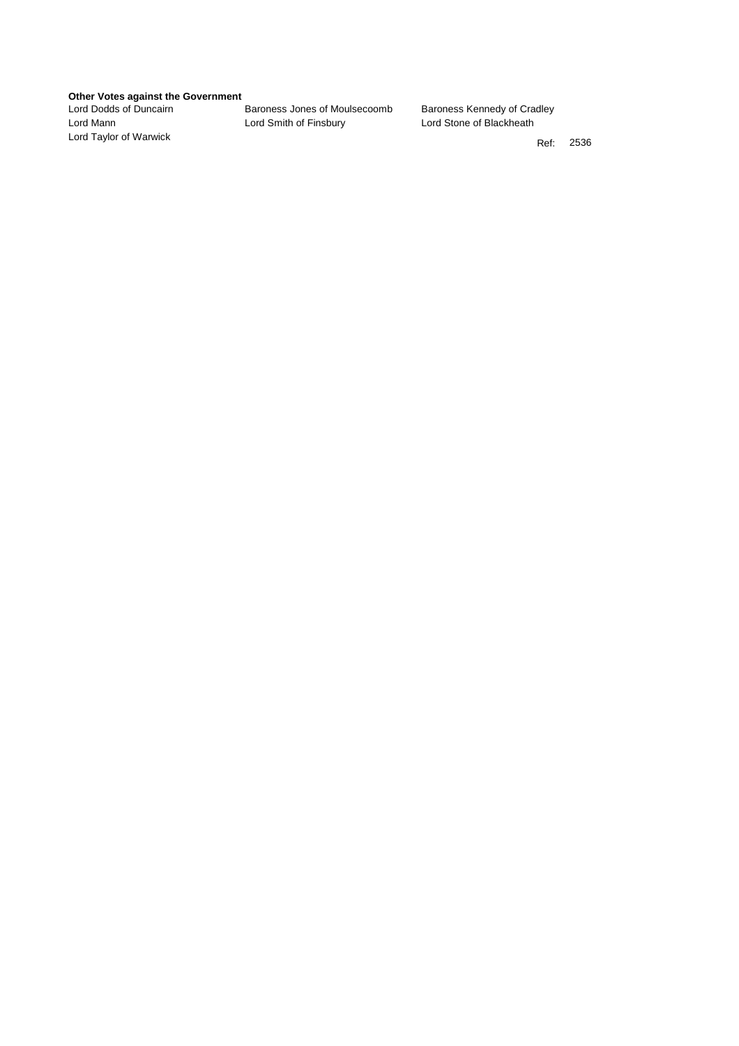**Other Votes against the Government**

| | | |
|---|---|---|
| Lord Dodds of Duncairn | Baroness Jones of Moulsecoomb | Baroness Kennedy of Cradley |
| Lord Mann | Lord Smith of Finsbury | Lord Stone of Blackheath |
| Lord Taylor of Warwick | | |

Ref: 2536